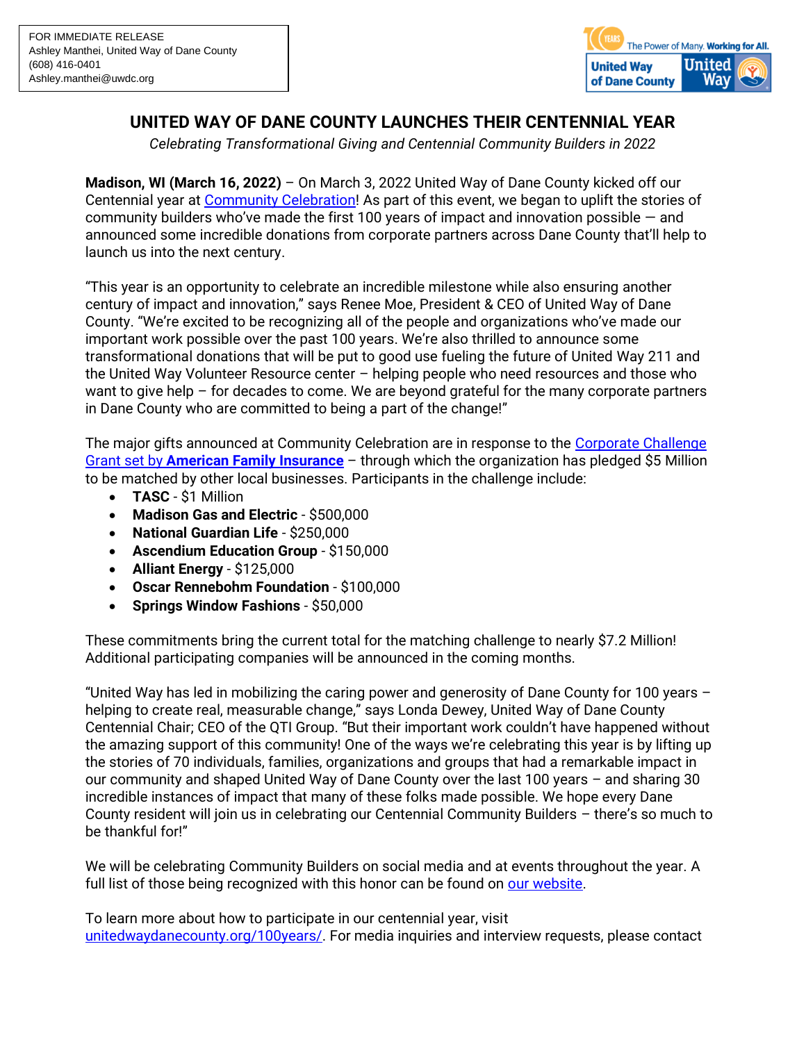FOR IMMEDIATE RELEASE
Ashley Manthei, United Way of Dane County
(608) 416-0401
Ashley.manthei@uwdc.org

# UNITED WAY OF DANE COUNTY LAUNCHES THEIR CENTENNIAL YEAR

*Celebrating Transformational Giving and Centennial Community Builders in 2022*

**Madison, WI (March 16, 2022)** – On March 3, 2022 United Way of Dane County kicked off our Centennial year at Community Celebration! As part of this event, we began to uplift the stories of community builders who've made the first 100 years of impact and innovation possible — and announced some incredible donations from corporate partners across Dane County that'll help to launch us into the next century.

"This year is an opportunity to celebrate an incredible milestone while also ensuring another century of impact and innovation," says Renee Moe, President & CEO of United Way of Dane County. "We're excited to be recognizing all of the people and organizations who've made our important work possible over the past 100 years. We're also thrilled to announce some transformational donations that will be put to good use fueling the future of United Way 211 and the United Way Volunteer Resource center – helping people who need resources and those who want to give help – for decades to come. We are beyond grateful for the many corporate partners in Dane County who are committed to being a part of the change!"

The major gifts announced at Community Celebration are in response to the Corporate Challenge Grant set by **American Family Insurance** – through which the organization has pledged $5 Million to be matched by other local businesses. Participants in the challenge include:

- **TASC** - $1 Million
- **Madison Gas and Electric** - $500,000
- **National Guardian Life** - $250,000
- **Ascendium Education Group** - $150,000
- **Alliant Energy** - $125,000
- **Oscar Rennebohm Foundation** - $100,000
- **Springs Window Fashions** - $50,000

These commitments bring the current total for the matching challenge to nearly $7.2 Million! Additional participating companies will be announced in the coming months.

"United Way has led in mobilizing the caring power and generosity of Dane County for 100 years – helping to create real, measurable change," says Londa Dewey, United Way of Dane County Centennial Chair; CEO of the QTI Group. "But their important work couldn't have happened without the amazing support of this community! One of the ways we're celebrating this year is by lifting up the stories of 70 individuals, families, organizations and groups that had a remarkable impact in our community and shaped United Way of Dane County over the last 100 years – and sharing 30 incredible instances of impact that many of these folks made possible. We hope every Dane County resident will join us in celebrating our Centennial Community Builders – there's so much to be thankful for!"

We will be celebrating Community Builders on social media and at events throughout the year. A full list of those being recognized with this honor can be found on our website.

To learn more about how to participate in our centennial year, visit unitedwaydanecounty.org/100years/. For media inquiries and interview requests, please contact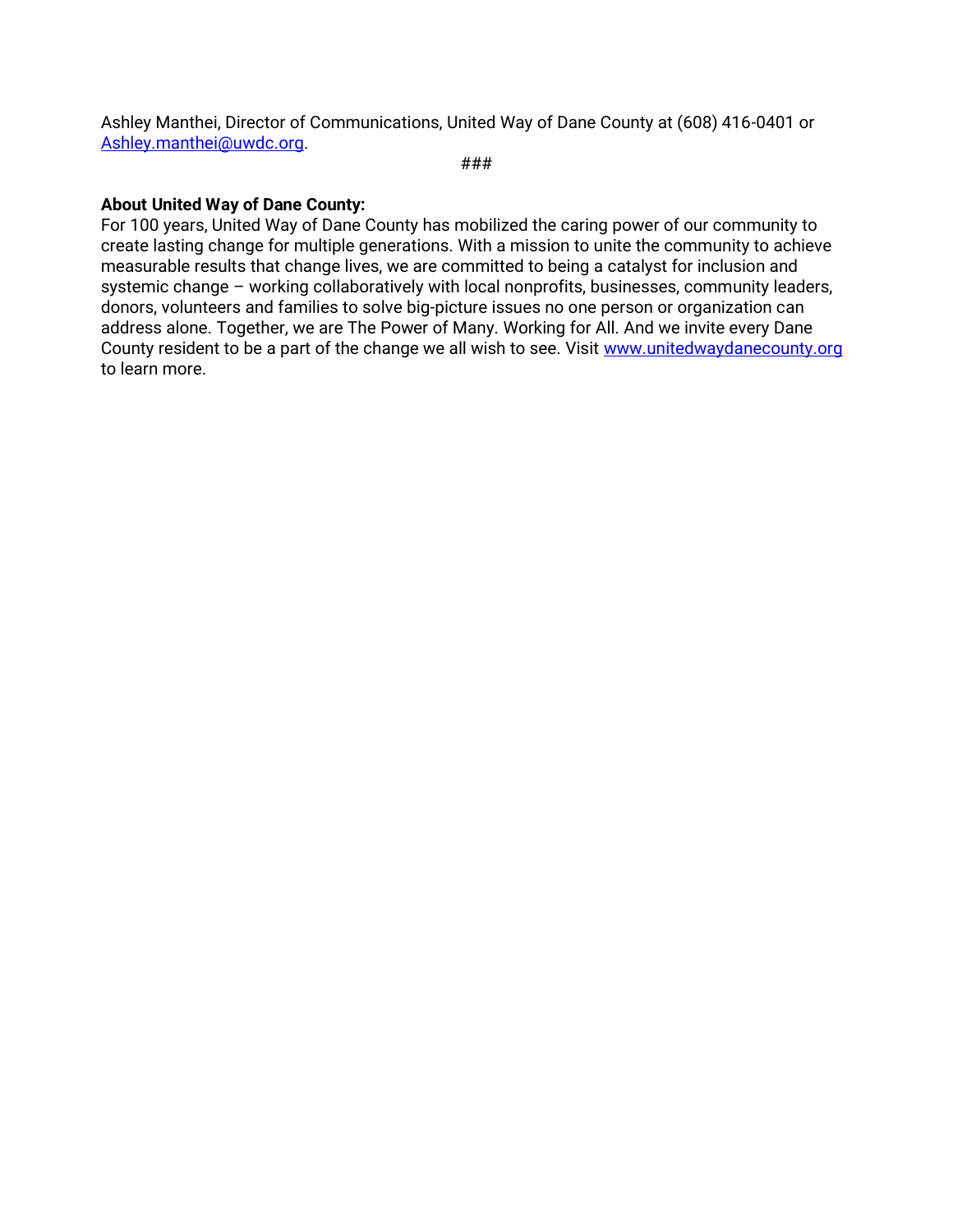Ashley Manthei, Director of Communications, United Way of Dane County at (608) 416-0401 or [Ashley.manthei@uwdc.org](mailto:Ashley.manthei@uwdc.org).

###

**About United Way of Dane County:**
For 100 years, United Way of Dane County has mobilized the caring power of our community to create lasting change for multiple generations. With a mission to unite the community to achieve measurable results that change lives, we are committed to being a catalyst for inclusion and systemic change – working collaboratively with local nonprofits, businesses, community leaders, donors, volunteers and families to solve big-picture issues no one person or organization can address alone. Together, we are The Power of Many. Working for All. And we invite every Dane County resident to be a part of the change we all wish to see. Visit [www.unitedwaydanecounty.org](http://www.unitedwaydanecounty.org) to learn more.